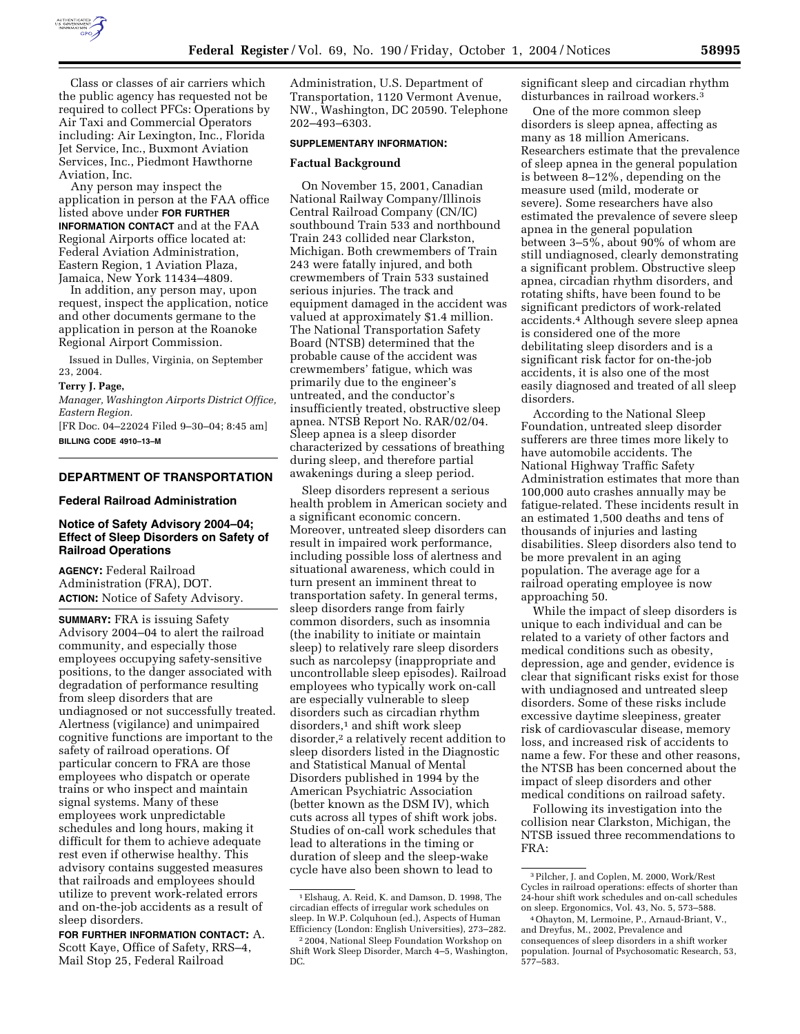Class or classes of air carriers which the public agency has requested not be required to collect PFCs: Operations by Air Taxi and Commercial Operators including: Air Lexington, Inc., Florida Jet Service, Inc., Buxmont Aviation Services, Inc., Piedmont Hawthorne Aviation, Inc.

Any person may inspect the application in person at the FAA office listed above under **FOR FURTHER INFORMATION CONTACT** and at the FAA Regional Airports office located at: Federal Aviation Administration, Eastern Region, 1 Aviation Plaza, Jamaica, New York 11434–4809.

In addition, any person may, upon request, inspect the application, notice and other documents germane to the application in person at the Roanoke Regional Airport Commission.

Issued in Dulles, Virginia, on September 23, 2004.

**Terry J. Page,**

*Manager, Washington Airports District Office, Eastern Region.*

[FR Doc. 04–22024 Filed 9–30–04; 8:45 am]

**BILLING CODE 4910–13–M**

## DEPARTMENT OF TRANSPORTATION

### Federal Railroad Administration

### Notice of Safety Advisory 2004–04; Effect of Sleep Disorders on Safety of Railroad Operations

**AGENCY:** Federal Railroad Administration (FRA), DOT.

**ACTION:** Notice of Safety Advisory.

**SUMMARY:** FRA is issuing Safety Advisory 2004–04 to alert the railroad community, and especially those employees occupying safety-sensitive positions, to the danger associated with degradation of performance resulting from sleep disorders that are undiagnosed or not successfully treated. Alertness (vigilance) and unimpaired cognitive functions are important to the safety of railroad operations. Of particular concern to FRA are those employees who dispatch or operate trains or who inspect and maintain signal systems. Many of these employees work unpredictable schedules and long hours, making it difficult for them to achieve adequate rest even if otherwise healthy. This advisory contains suggested measures that railroads and employees should utilize to prevent work-related errors and on-the-job accidents as a result of sleep disorders.

**FOR FURTHER INFORMATION CONTACT:** A. Scott Kaye, Office of Safety, RRS–4, Mail Stop 25, Federal Railroad Administration, U.S. Department of Transportation, 1120 Vermont Avenue, NW., Washington, DC 20590. Telephone 202–493–6303.

**SUPPLEMENTARY INFORMATION:**

**Factual Background**

On November 15, 2001, Canadian National Railway Company/Illinois Central Railroad Company (CN/IC) southbound Train 533 and northbound Train 243 collided near Clarkston, Michigan. Both crewmembers of Train 243 were fatally injured, and both crewmembers of Train 533 sustained serious injuries. The track and equipment damaged in the accident was valued at approximately $1.4 million. The National Transportation Safety Board (NTSB) determined that the probable cause of the accident was crewmembers' fatigue, which was primarily due to the engineer's untreated, and the conductor's insufficiently treated, obstructive sleep apnea. NTSB Report No. RAR/02/04. Sleep apnea is a sleep disorder characterized by cessations of breathing during sleep, and therefore partial awakenings during a sleep period.

Sleep disorders represent a serious health problem in American society and a significant economic concern. Moreover, untreated sleep disorders can result in impaired work performance, including possible loss of alertness and situational awareness, which could in turn present an imminent threat to transportation safety. In general terms, sleep disorders range from fairly common disorders, such as insomnia (the inability to initiate or maintain sleep) to relatively rare sleep disorders such as narcolepsy (inappropriate and uncontrollable sleep episodes). Railroad employees who typically work on-call are especially vulnerable to sleep disorders such as circadian rhythm disorders,[1] and shift work sleep disorder,[2] a relatively recent addition to sleep disorders listed in the Diagnostic and Statistical Manual of Mental Disorders published in 1994 by the American Psychiatric Association (better known as the DSM IV), which cuts across all types of shift work jobs. Studies of on-call work schedules that lead to alterations in the timing or duration of sleep and the sleep-wake cycle have also been shown to lead to significant sleep and circadian rhythm disturbances in railroad workers.[3]

One of the more common sleep disorders is sleep apnea, affecting as many as 18 million Americans. Researchers estimate that the prevalence of sleep apnea in the general population is between 8–12%, depending on the measure used (mild, moderate or severe). Some researchers have also estimated the prevalence of severe sleep apnea in the general population between 3–5%, about 90% of whom are still undiagnosed, clearly demonstrating a significant problem. Obstructive sleep apnea, circadian rhythm disorders, and rotating shifts, have been found to be significant predictors of work-related accidents.[4] Although severe sleep apnea is considered one of the more debilitating sleep disorders and is a significant risk factor for on-the-job accidents, it is also one of the most easily diagnosed and treated of all sleep disorders.

According to the National Sleep Foundation, untreated sleep disorder sufferers are three times more likely to have automobile accidents. The National Highway Traffic Safety Administration estimates that more than 100,000 auto crashes annually may be fatigue-related. These incidents result in an estimated 1,500 deaths and tens of thousands of injuries and lasting disabilities. Sleep disorders also tend to be more prevalent in an aging population. The average age for a railroad operating employee is now approaching 50.

While the impact of sleep disorders is unique to each individual and can be related to a variety of other factors and medical conditions such as obesity, depression, age and gender, evidence is clear that significant risks exist for those with undiagnosed and untreated sleep disorders. Some of these risks include excessive daytime sleepiness, greater risk of cardiovascular disease, memory loss, and increased risk of accidents to name a few. For these and other reasons, the NTSB has been concerned about the impact of sleep disorders and other medical conditions on railroad safety.

Following its investigation into the collision near Clarkston, Michigan, the NTSB issued three recommendations to FRA:

---

[1] Elshaug, A. Reid, K. and Damson, D. 1998, The circadian effects of irregular work schedules on sleep. In W.P. Colquhoun (ed.), Aspects of Human Efficiency (London: English Universities), 273–282.

[2] 2004, National Sleep Foundation Workshop on Shift Work Sleep Disorder, March 4–5, Washington, DC.

[3] Pilcher, J. and Coplen, M. 2000, Work/Rest Cycles in railroad operations: effects of shorter than 24-hour shift work schedules and on-call schedules on sleep. Ergonomics, Vol. 43, No. 5, 573–588.

[4] Ohayton, M, Lermoine, P., Arnaud-Briant, V., and Dreyfus, M., 2002, Prevalence and consequences of sleep disorders in a shift worker population. Journal of Psychosomatic Research, 53, 577–583.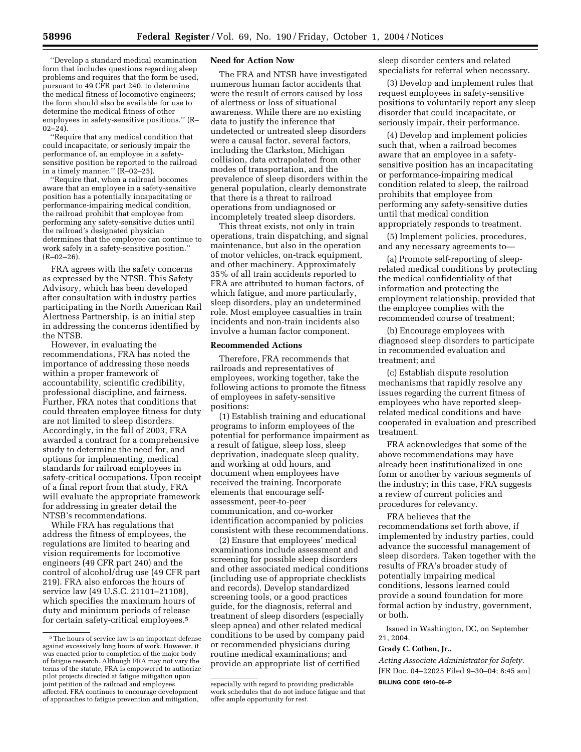"Develop a standard medical examination form that includes questions regarding sleep problems and requires that the form be used, pursuant to 49 CFR part 240, to determine the medical fitness of locomotive engineers; the form should also be available for use to determine the medical fitness of other employees in safety-sensitive positions." (R–02–24).

"Require that any medical condition that could incapacitate, or seriously impair the performance of, an employee in a safety-sensitive position be reported to the railroad in a timely manner." (R–02–25).

"Require that, when a railroad becomes aware that an employee in a safety-sensitive position has a potentially incapacitating or performance-impairing medical condition, the railroad prohibit that employee from performing any safety-sensitive duties until the railroad's designated physician determines that the employee can continue to work safely in a safety-sensitive position." (R–02–26).

FRA agrees with the safety concerns as expressed by the NTSB. This Safety Advisory, which has been developed after consultation with industry parties participating in the North American Rail Alertness Partnership, is an initial step in addressing the concerns identified by the NTSB.

However, in evaluating the recommendations, FRA has noted the importance of addressing these needs within a proper framework of accountability, scientific credibility, professional discipline, and fairness. Further, FRA notes that conditions that could threaten employee fitness for duty are not limited to sleep disorders. Accordingly, in the fall of 2003, FRA awarded a contract for a comprehensive study to determine the need for, and options for implementing, medical standards for railroad employees in safety-critical occupations. Upon receipt of a final report from that study, FRA will evaluate the appropriate framework for addressing in greater detail the NTSB's recommendations.

While FRA has regulations that address the fitness of employees, the regulations are limited to hearing and vision requirements for locomotive engineers (49 CFR part 240) and the control of alcohol/drug use (49 CFR part 219). FRA also enforces the hours of service law (49 U.S.C. 21101–21108), which specifies the maximum hours of duty and minimum periods of release for certain safety-critical employees.[5]

**Need for Action Now**

The FRA and NTSB have investigated numerous human factor accidents that were the result of errors caused by loss of alertness or loss of situational awareness. While there are no existing data to justify the inference that undetected or untreated sleep disorders were a causal factor, several factors, including the Clarkston, Michigan collision, data extrapolated from other modes of transportation, and the prevalence of sleep disorders within the general population, clearly demonstrate that there is a threat to railroad operations from undiagnosed or incompletely treated sleep disorders.

This threat exists, not only in train operations, train dispatching, and signal maintenance, but also in the operation of motor vehicles, on-track equipment, and other machinery. Approximately 35% of all train accidents reported to FRA are attributed to human factors, of which fatigue, and more particularly, sleep disorders, play an undetermined role. Most employee casualties in train incidents and non-train incidents also involve a human factor component.

**Recommended Actions**

Therefore, FRA recommends that railroads and representatives of employees, working together, take the following actions to promote the fitness of employees in safety-sensitive positions:

(1) Establish training and educational programs to inform employees of the potential for performance impairment as a result of fatigue, sleep loss, sleep deprivation, inadequate sleep quality, and working at odd hours, and document when employees have received the training. Incorporate elements that encourage self-assessment, peer-to-peer communication, and co-worker identification accompanied by policies consistent with these recommendations.

(2) Ensure that employees' medical examinations include assessment and screening for possible sleep disorders and other associated medical conditions (including use of appropriate checklists and records). Develop standardized screening tools, or a good practices guide, for the diagnosis, referral and treatment of sleep disorders (especially sleep apnea) and other related medical conditions to be used by company paid or recommended physicians during routine medical examinations; and provide an appropriate list of certified sleep disorder centers and related specialists for referral when necessary.

(3) Develop and implement rules that request employees in safety-sensitive positions to voluntarily report any sleep disorder that could incapacitate, or seriously impair, their performance.

(4) Develop and implement policies such that, when a railroad becomes aware that an employee in a safety-sensitive position has an incapacitating or performance-impairing medical condition related to sleep, the railroad prohibits that employee from performing any safety-sensitive duties until that medical condition appropriately responds to treatment.

(5) Implement policies, procedures, and any necessary agreements to—

(a) Promote self-reporting of sleep-related medical conditions by protecting the medical confidentiality of that information and protecting the employment relationship, provided that the employee complies with the recommended course of treatment;

(b) Encourage employees with diagnosed sleep disorders to participate in recommended evaluation and treatment; and

(c) Establish dispute resolution mechanisms that rapidly resolve any issues regarding the current fitness of employees who have reported sleep-related medical conditions and have cooperated in evaluation and prescribed treatment.

FRA acknowledges that some of the above recommendations may have already been institutionalized in one form or another by various segments of the industry; in this case, FRA suggests a review of current policies and procedures for relevancy.

FRA believes that the recommendations set forth above, if implemented by industry parties, could advance the successful management of sleep disorders. Taken together with the results of FRA's broader study of potentially impairing medical conditions, lessons learned could provide a sound foundation for more formal action by industry, government, or both.

Issued in Washington, DC, on September 21, 2004.

**Grady C. Cothen, Jr.,**

*Acting Associate Administrator for Safety.*

[FR Doc. 04–22025 Filed 9–30–04; 8:45 am]

**BILLING CODE 4910–06–P**

[5] The hours of service law is an important defense against excessively long hours of work. However, it was enacted prior to completion of the major body of fatigue research. Although FRA may not vary the terms of the statute, FRA is empowered to authorize pilot projects directed at fatigue mitigation upon joint petition of the railroad and employees affected. FRA continues to encourage development of approaches to fatigue prevention and mitigation, especially with regard to providing predictable work schedules that do not induce fatigue and that offer ample opportunity for rest.